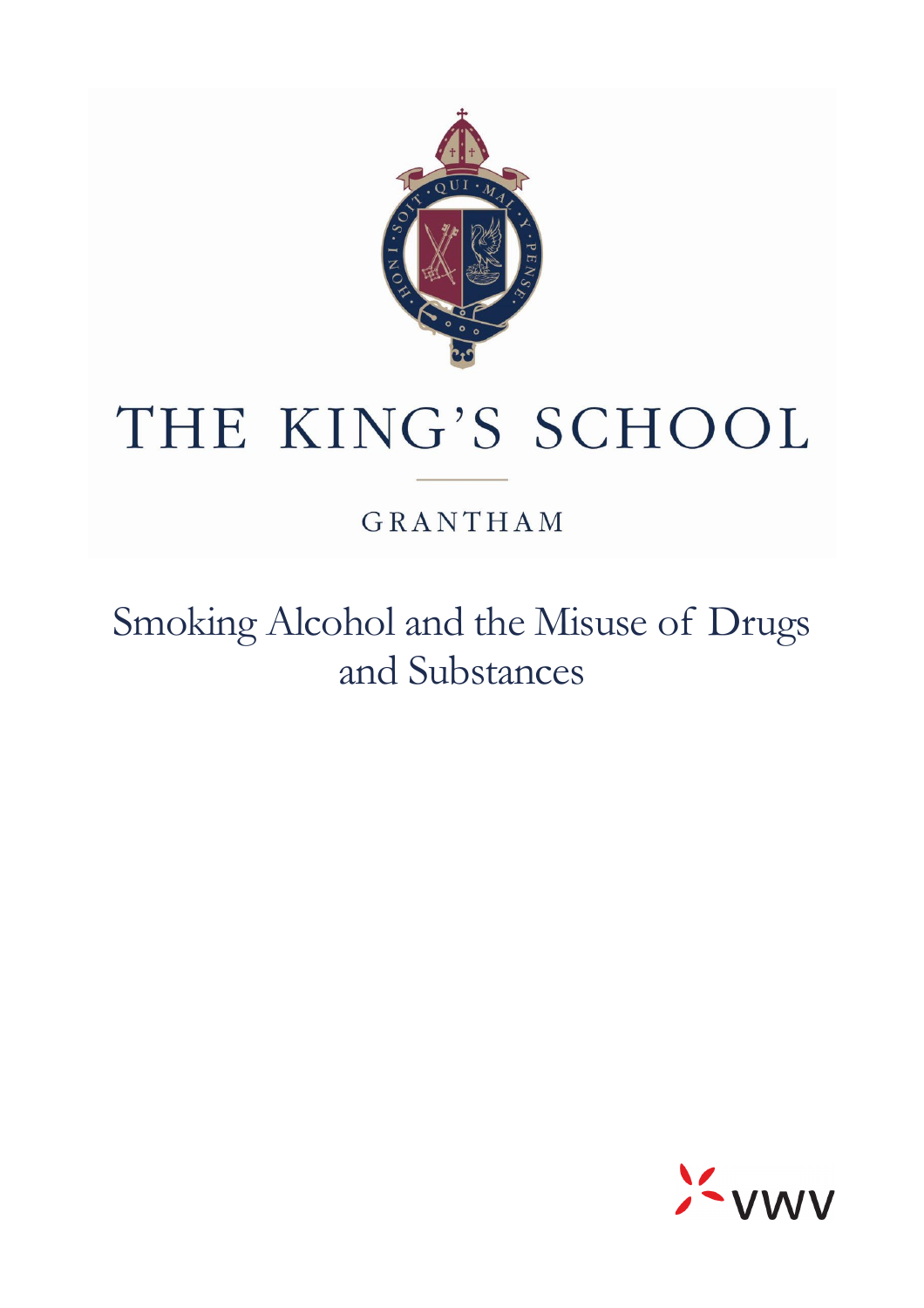# THE KING'S SCHOOL

GRANTHAM

## Smoking Alcohol and the Misuse of Drugs and Substances

VWV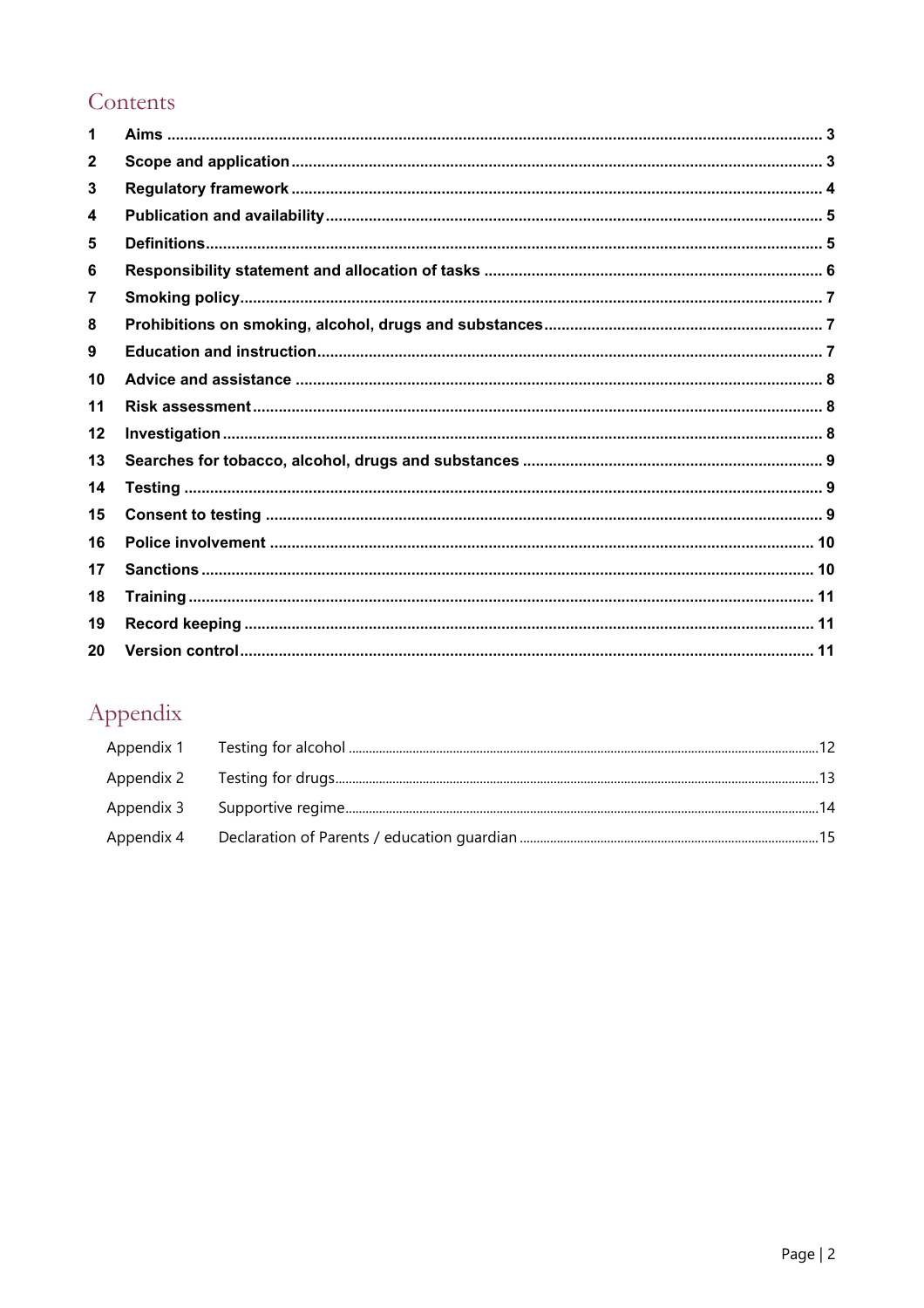# Contents

| | | |
|---|---|---|
| 1 | **Aims** | 3 |
| 2 | **Scope and application** | 3 |
| 3 | **Regulatory framework** | 4 |
| 4 | **Publication and availability** | 5 |
| 5 | **Definitions** | 5 |
| 6 | **Responsibility statement and allocation of tasks** | 6 |
| 7 | **Smoking policy** | 7 |
| 8 | **Prohibitions on smoking, alcohol, drugs and substances** | 7 |
| 9 | **Education and instruction** | 7 |
| 10 | **Advice and assistance** | 8 |
| 11 | **Risk assessment** | 8 |
| 12 | **Investigation** | 8 |
| 13 | **Searches for tobacco, alcohol, drugs and substances** | 9 |
| 14 | **Testing** | 9 |
| 15 | **Consent to testing** | 9 |
| 16 | **Police involvement** | 10 |
| 17 | **Sanctions** | 10 |
| 18 | **Training** | 11 |
| 19 | **Record keeping** | 11 |
| 20 | **Version control** | 11 |

# Appendix

| | | |
|---|---|---|
| Appendix 1 | Testing for alcohol | 12 |
| Appendix 2 | Testing for drugs | 13 |
| Appendix 3 | Supportive regime | 14 |
| Appendix 4 | Declaration of Parents / education guardian | 15 |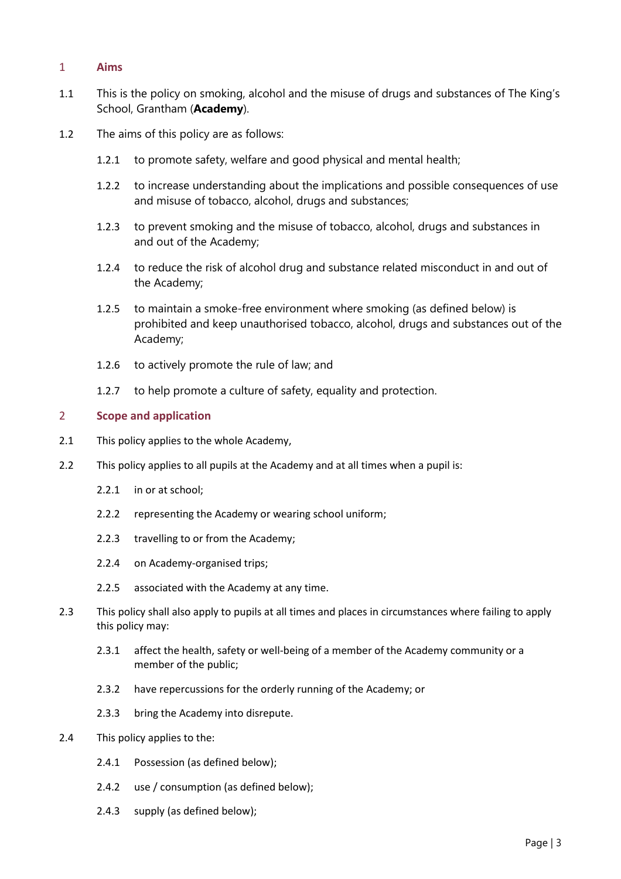## 1 Aims

1.1 This is the policy on smoking, alcohol and the misuse of drugs and substances of The King's School, Grantham (**Academy**).

1.2 The aims of this policy are as follows:

1.2.1 to promote safety, welfare and good physical and mental health;

1.2.2 to increase understanding about the implications and possible consequences of use and misuse of tobacco, alcohol, drugs and substances;

1.2.3 to prevent smoking and the misuse of tobacco, alcohol, drugs and substances in and out of the Academy;

1.2.4 to reduce the risk of alcohol drug and substance related misconduct in and out of the Academy;

1.2.5 to maintain a smoke-free environment where smoking (as defined below) is prohibited and keep unauthorised tobacco, alcohol, drugs and substances out of the Academy;

1.2.6 to actively promote the rule of law; and

1.2.7 to help promote a culture of safety, equality and protection.

## 2 Scope and application

2.1 This policy applies to the whole Academy,

2.2 This policy applies to all pupils at the Academy and at all times when a pupil is:

2.2.1 in or at school;

2.2.2 representing the Academy or wearing school uniform;

2.2.3 travelling to or from the Academy;

2.2.4 on Academy-organised trips;

2.2.5 associated with the Academy at any time.

2.3 This policy shall also apply to pupils at all times and places in circumstances where failing to apply this policy may:

2.3.1 affect the health, safety or well-being of a member of the Academy community or a member of the public;

2.3.2 have repercussions for the orderly running of the Academy; or

2.3.3 bring the Academy into disrepute.

2.4 This policy applies to the:

2.4.1 Possession (as defined below);

2.4.2 use / consumption (as defined below);

2.4.3 supply (as defined below);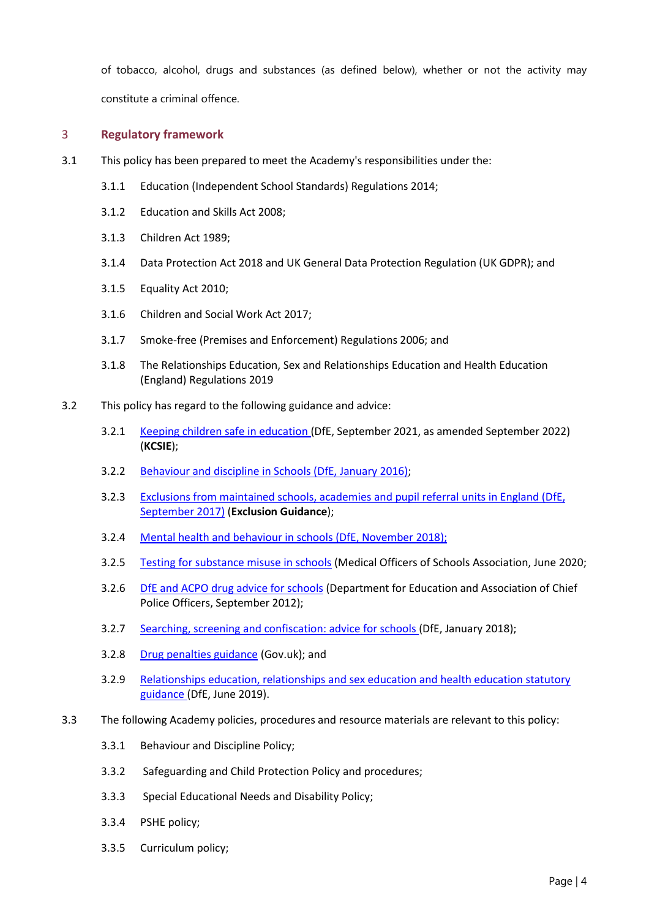of tobacco, alcohol, drugs and substances (as defined below), whether or not the activity may constitute a criminal offence.

## 3 Regulatory framework

3.1 This policy has been prepared to meet the Academy's responsibilities under the:

3.1.1 Education (Independent School Standards) Regulations 2014;

3.1.2 Education and Skills Act 2008;

3.1.3 Children Act 1989;

3.1.4 Data Protection Act 2018 and UK General Data Protection Regulation (UK GDPR); and

3.1.5 Equality Act 2010;

3.1.6 Children and Social Work Act 2017;

3.1.7 Smoke-free (Premises and Enforcement) Regulations 2006; and

3.1.8 The Relationships Education, Sex and Relationships Education and Health Education (England) Regulations 2019

3.2 This policy has regard to the following guidance and advice:

3.2.1 Keeping children safe in education (DfE, September 2021, as amended September 2022) (**KCSIE**);

3.2.2 Behaviour and discipline in Schools (DfE, January 2016);

3.2.3 Exclusions from maintained schools, academies and pupil referral units in England (DfE, September 2017) (**Exclusion Guidance**);

3.2.4 Mental health and behaviour in schools (DfE, November 2018);

3.2.5 Testing for substance misuse in schools (Medical Officers of Schools Association, June 2020;

3.2.6 DfE and ACPO drug advice for schools (Department for Education and Association of Chief Police Officers, September 2012);

3.2.7 Searching, screening and confiscation: advice for schools (DfE, January 2018);

3.2.8 Drug penalties guidance (Gov.uk); and

3.2.9 Relationships education, relationships and sex education and health education statutory guidance (DfE, June 2019).

3.3 The following Academy policies, procedures and resource materials are relevant to this policy:

3.3.1 Behaviour and Discipline Policy;

3.3.2 Safeguarding and Child Protection Policy and procedures;

3.3.3 Special Educational Needs and Disability Policy;

3.3.4 PSHE policy;

3.3.5 Curriculum policy;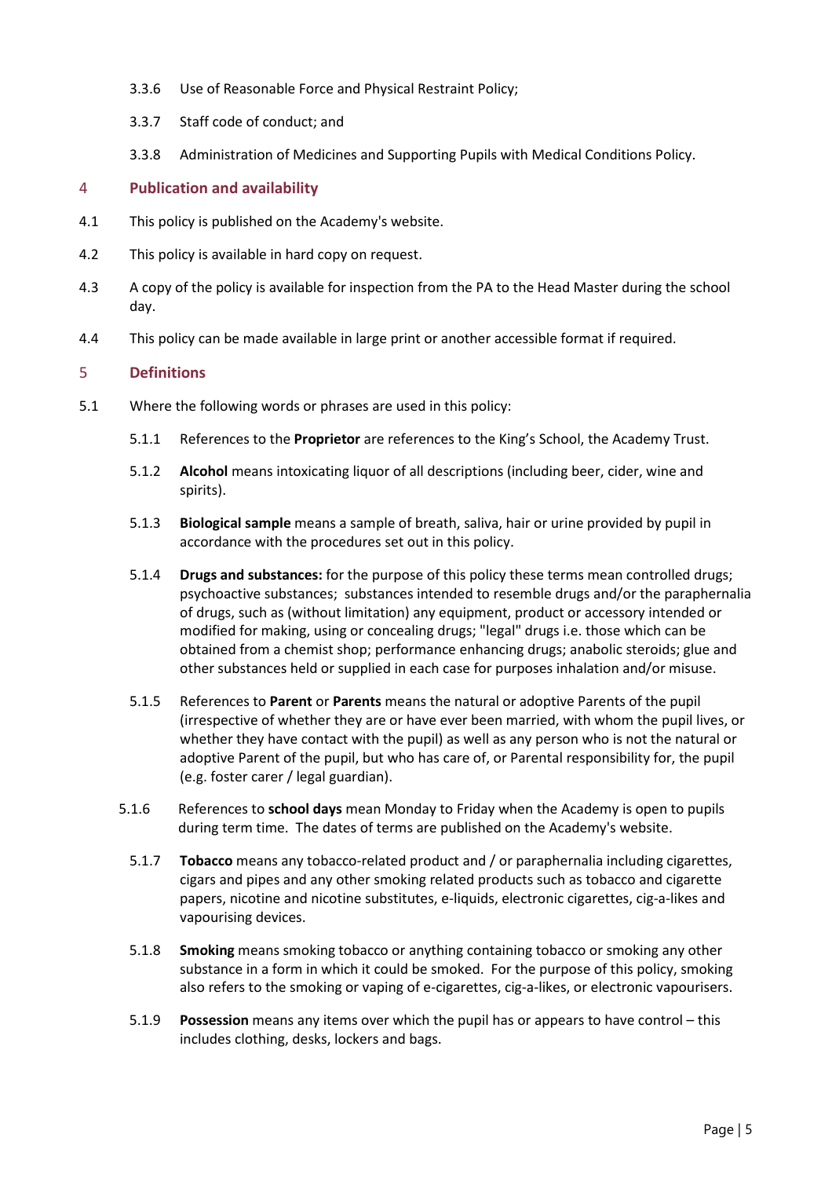3.3.6 Use of Reasonable Force and Physical Restraint Policy;

3.3.7 Staff code of conduct; and

3.3.8 Administration of Medicines and Supporting Pupils with Medical Conditions Policy.

## 4 Publication and availability

4.1 This policy is published on the Academy's website.

4.2 This policy is available in hard copy on request.

4.3 A copy of the policy is available for inspection from the PA to the Head Master during the school day.

4.4 This policy can be made available in large print or another accessible format if required.

## 5 Definitions

5.1 Where the following words or phrases are used in this policy:

5.1.1 References to the **Proprietor** are references to the King's School, the Academy Trust.

5.1.2 **Alcohol** means intoxicating liquor of all descriptions (including beer, cider, wine and spirits).

5.1.3 **Biological sample** means a sample of breath, saliva, hair or urine provided by pupil in accordance with the procedures set out in this policy.

5.1.4 **Drugs and substances:** for the purpose of this policy these terms mean controlled drugs; psychoactive substances; substances intended to resemble drugs and/or the paraphernalia of drugs, such as (without limitation) any equipment, product or accessory intended or modified for making, using or concealing drugs; "legal" drugs i.e. those which can be obtained from a chemist shop; performance enhancing drugs; anabolic steroids; glue and other substances held or supplied in each case for purposes inhalation and/or misuse.

5.1.5 References to **Parent** or **Parents** means the natural or adoptive Parents of the pupil (irrespective of whether they are or have ever been married, with whom the pupil lives, or whether they have contact with the pupil) as well as any person who is not the natural or adoptive Parent of the pupil, but who has care of, or Parental responsibility for, the pupil (e.g. foster carer / legal guardian).

5.1.6 References to **school days** mean Monday to Friday when the Academy is open to pupils during term time. The dates of terms are published on the Academy's website.

5.1.7 **Tobacco** means any tobacco-related product and / or paraphernalia including cigarettes, cigars and pipes and any other smoking related products such as tobacco and cigarette papers, nicotine and nicotine substitutes, e-liquids, electronic cigarettes, cig-a-likes and vapourising devices.

5.1.8 **Smoking** means smoking tobacco or anything containing tobacco or smoking any other substance in a form in which it could be smoked. For the purpose of this policy, smoking also refers to the smoking or vaping of e-cigarettes, cig-a-likes, or electronic vapourisers.

5.1.9 **Possession** means any items over which the pupil has or appears to have control – this includes clothing, desks, lockers and bags.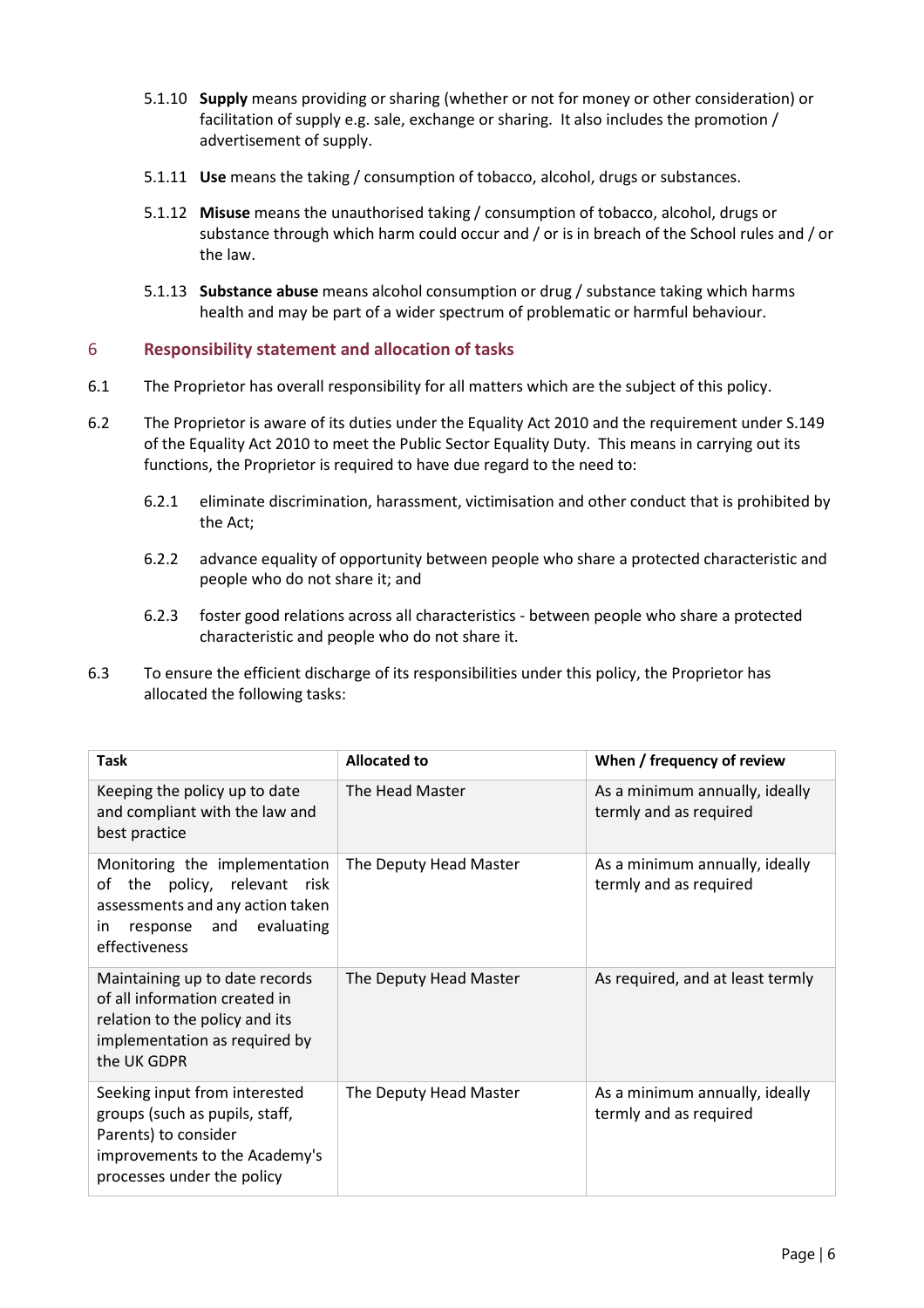5.1.10 **Supply** means providing or sharing (whether or not for money or other consideration) or facilitation of supply e.g. sale, exchange or sharing. It also includes the promotion / advertisement of supply.

5.1.11 **Use** means the taking / consumption of tobacco, alcohol, drugs or substances.

5.1.12 **Misuse** means the unauthorised taking / consumption of tobacco, alcohol, drugs or substance through which harm could occur and / or is in breach of the School rules and / or the law.

5.1.13 **Substance abuse** means alcohol consumption or drug / substance taking which harms health and may be part of a wider spectrum of problematic or harmful behaviour.

## 6 Responsibility statement and allocation of tasks

6.1 The Proprietor has overall responsibility for all matters which are the subject of this policy.

6.2 The Proprietor is aware of its duties under the Equality Act 2010 and the requirement under S.149 of the Equality Act 2010 to meet the Public Sector Equality Duty. This means in carrying out its functions, the Proprietor is required to have due regard to the need to:

6.2.1 eliminate discrimination, harassment, victimisation and other conduct that is prohibited by the Act;

6.2.2 advance equality of opportunity between people who share a protected characteristic and people who do not share it; and

6.2.3 foster good relations across all characteristics - between people who share a protected characteristic and people who do not share it.

6.3 To ensure the efficient discharge of its responsibilities under this policy, the Proprietor has allocated the following tasks:

| Task | Allocated to | When / frequency of review |
|---|---|---|
| Keeping the policy up to date and compliant with the law and best practice | The Head Master | As a minimum annually, ideally termly and as required |
| Monitoring the implementation of the policy, relevant risk assessments and any action taken in response and evaluating effectiveness | The Deputy Head Master | As a minimum annually, ideally termly and as required |
| Maintaining up to date records of all information created in relation to the policy and its implementation as required by the UK GDPR | The Deputy Head Master | As required, and at least termly |
| Seeking input from interested groups (such as pupils, staff, Parents) to consider improvements to the Academy's processes under the policy | The Deputy Head Master | As a minimum annually, ideally termly and as required |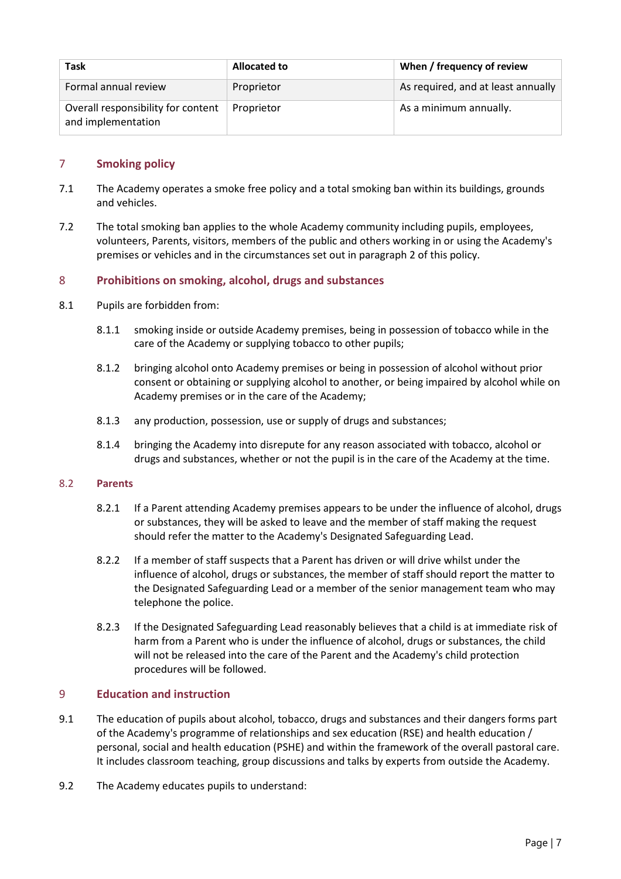| Task | Allocated to | When / frequency of review |
| --- | --- | --- |
| Formal annual review | Proprietor | As required, and at least annually |
| Overall responsibility for content and implementation | Proprietor | As a minimum annually. |

## 7 Smoking policy

7.1 The Academy operates a smoke free policy and a total smoking ban within its buildings, grounds and vehicles.

7.2 The total smoking ban applies to the whole Academy community including pupils, employees, volunteers, Parents, visitors, members of the public and others working in or using the Academy's premises or vehicles and in the circumstances set out in paragraph 2 of this policy.

## 8 Prohibitions on smoking, alcohol, drugs and substances

8.1 Pupils are forbidden from:

8.1.1 smoking inside or outside Academy premises, being in possession of tobacco while in the care of the Academy or supplying tobacco to other pupils;

8.1.2 bringing alcohol onto Academy premises or being in possession of alcohol without prior consent or obtaining or supplying alcohol to another, or being impaired by alcohol while on Academy premises or in the care of the Academy;

8.1.3 any production, possession, use or supply of drugs and substances;

8.1.4 bringing the Academy into disrepute for any reason associated with tobacco, alcohol or drugs and substances, whether or not the pupil is in the care of the Academy at the time.

### 8.2 Parents

8.2.1 If a Parent attending Academy premises appears to be under the influence of alcohol, drugs or substances, they will be asked to leave and the member of staff making the request should refer the matter to the Academy's Designated Safeguarding Lead.

8.2.2 If a member of staff suspects that a Parent has driven or will drive whilst under the influence of alcohol, drugs or substances, the member of staff should report the matter to the Designated Safeguarding Lead or a member of the senior management team who may telephone the police.

8.2.3 If the Designated Safeguarding Lead reasonably believes that a child is at immediate risk of harm from a Parent who is under the influence of alcohol, drugs or substances, the child will not be released into the care of the Parent and the Academy's child protection procedures will be followed.

## 9 Education and instruction

9.1 The education of pupils about alcohol, tobacco, drugs and substances and their dangers forms part of the Academy's programme of relationships and sex education (RSE) and health education / personal, social and health education (PSHE) and within the framework of the overall pastoral care. It includes classroom teaching, group discussions and talks by experts from outside the Academy.

9.2 The Academy educates pupils to understand: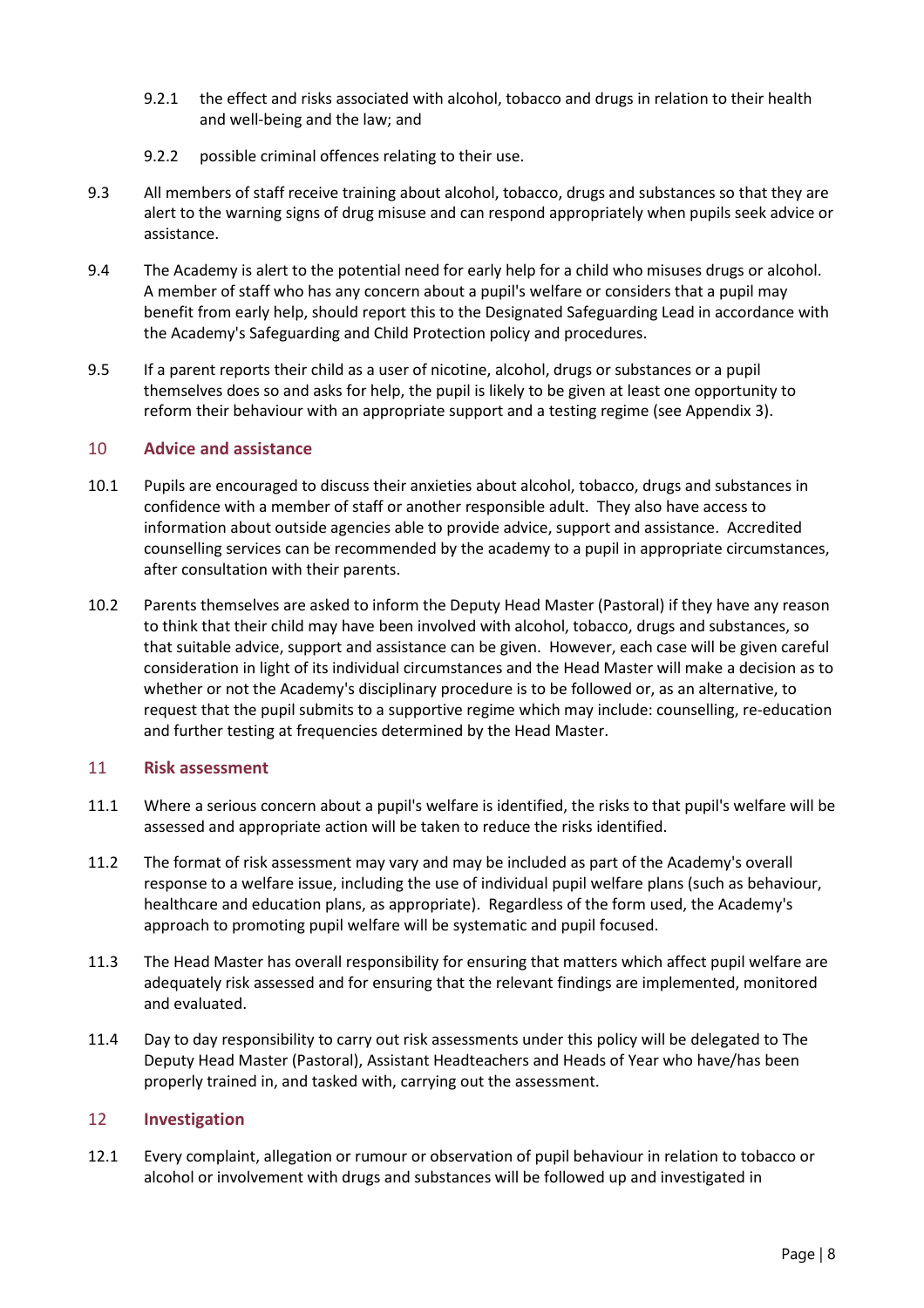9.2.1 the effect and risks associated with alcohol, tobacco and drugs in relation to their health and well-being and the law; and

9.2.2 possible criminal offences relating to their use.

9.3 All members of staff receive training about alcohol, tobacco, drugs and substances so that they are alert to the warning signs of drug misuse and can respond appropriately when pupils seek advice or assistance.

9.4 The Academy is alert to the potential need for early help for a child who misuses drugs or alcohol. A member of staff who has any concern about a pupil's welfare or considers that a pupil may benefit from early help, should report this to the Designated Safeguarding Lead in accordance with the Academy's Safeguarding and Child Protection policy and procedures.

9.5 If a parent reports their child as a user of nicotine, alcohol, drugs or substances or a pupil themselves does so and asks for help, the pupil is likely to be given at least one opportunity to reform their behaviour with an appropriate support and a testing regime (see Appendix 3).

## 10 Advice and assistance

10.1 Pupils are encouraged to discuss their anxieties about alcohol, tobacco, drugs and substances in confidence with a member of staff or another responsible adult. They also have access to information about outside agencies able to provide advice, support and assistance. Accredited counselling services can be recommended by the academy to a pupil in appropriate circumstances, after consultation with their parents.

10.2 Parents themselves are asked to inform the Deputy Head Master (Pastoral) if they have any reason to think that their child may have been involved with alcohol, tobacco, drugs and substances, so that suitable advice, support and assistance can be given. However, each case will be given careful consideration in light of its individual circumstances and the Head Master will make a decision as to whether or not the Academy's disciplinary procedure is to be followed or, as an alternative, to request that the pupil submits to a supportive regime which may include: counselling, re-education and further testing at frequencies determined by the Head Master.

## 11 Risk assessment

11.1 Where a serious concern about a pupil's welfare is identified, the risks to that pupil's welfare will be assessed and appropriate action will be taken to reduce the risks identified.

11.2 The format of risk assessment may vary and may be included as part of the Academy's overall response to a welfare issue, including the use of individual pupil welfare plans (such as behaviour, healthcare and education plans, as appropriate). Regardless of the form used, the Academy's approach to promoting pupil welfare will be systematic and pupil focused.

11.3 The Head Master has overall responsibility for ensuring that matters which affect pupil welfare are adequately risk assessed and for ensuring that the relevant findings are implemented, monitored and evaluated.

11.4 Day to day responsibility to carry out risk assessments under this policy will be delegated to The Deputy Head Master (Pastoral), Assistant Headteachers and Heads of Year who have/has been properly trained in, and tasked with, carrying out the assessment.

## 12 Investigation

12.1 Every complaint, allegation or rumour or observation of pupil behaviour in relation to tobacco or alcohol or involvement with drugs and substances will be followed up and investigated in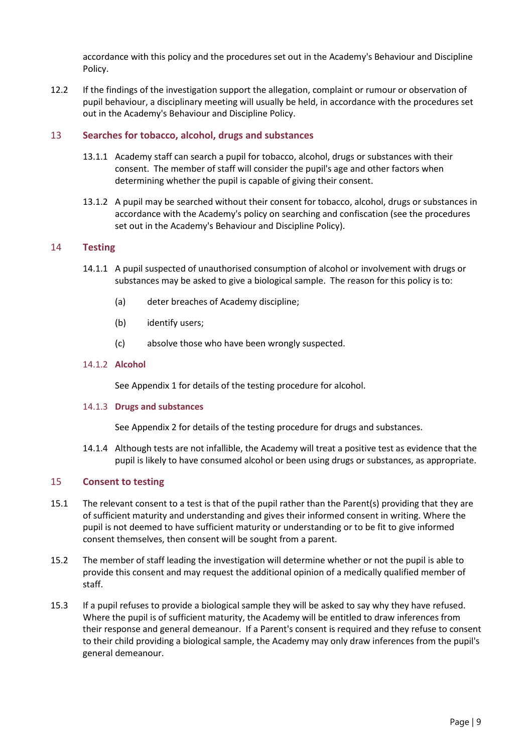accordance with this policy and the procedures set out in the Academy's Behaviour and Discipline Policy.

12.2 If the findings of the investigation support the allegation, complaint or rumour or observation of pupil behaviour, a disciplinary meeting will usually be held, in accordance with the procedures set out in the Academy's Behaviour and Discipline Policy.

## 13 Searches for tobacco, alcohol, drugs and substances

13.1.1 Academy staff can search a pupil for tobacco, alcohol, drugs or substances with their consent. The member of staff will consider the pupil's age and other factors when determining whether the pupil is capable of giving their consent.

13.1.2 A pupil may be searched without their consent for tobacco, alcohol, drugs or substances in accordance with the Academy's policy on searching and confiscation (see the procedures set out in the Academy's Behaviour and Discipline Policy).

## 14 Testing

14.1.1 A pupil suspected of unauthorised consumption of alcohol or involvement with drugs or substances may be asked to give a biological sample. The reason for this policy is to:

(a) deter breaches of Academy discipline;

(b) identify users;

(c) absolve those who have been wrongly suspected.

### 14.1.2 Alcohol

See Appendix 1 for details of the testing procedure for alcohol.

### 14.1.3 Drugs and substances

See Appendix 2 for details of the testing procedure for drugs and substances.

14.1.4 Although tests are not infallible, the Academy will treat a positive test as evidence that the pupil is likely to have consumed alcohol or been using drugs or substances, as appropriate.

## 15 Consent to testing

15.1 The relevant consent to a test is that of the pupil rather than the Parent(s) providing that they are of sufficient maturity and understanding and gives their informed consent in writing. Where the pupil is not deemed to have sufficient maturity or understanding or to be fit to give informed consent themselves, then consent will be sought from a parent.

15.2 The member of staff leading the investigation will determine whether or not the pupil is able to provide this consent and may request the additional opinion of a medically qualified member of staff.

15.3 If a pupil refuses to provide a biological sample they will be asked to say why they have refused. Where the pupil is of sufficient maturity, the Academy will be entitled to draw inferences from their response and general demeanour. If a Parent's consent is required and they refuse to consent to their child providing a biological sample, the Academy may only draw inferences from the pupil's general demeanour.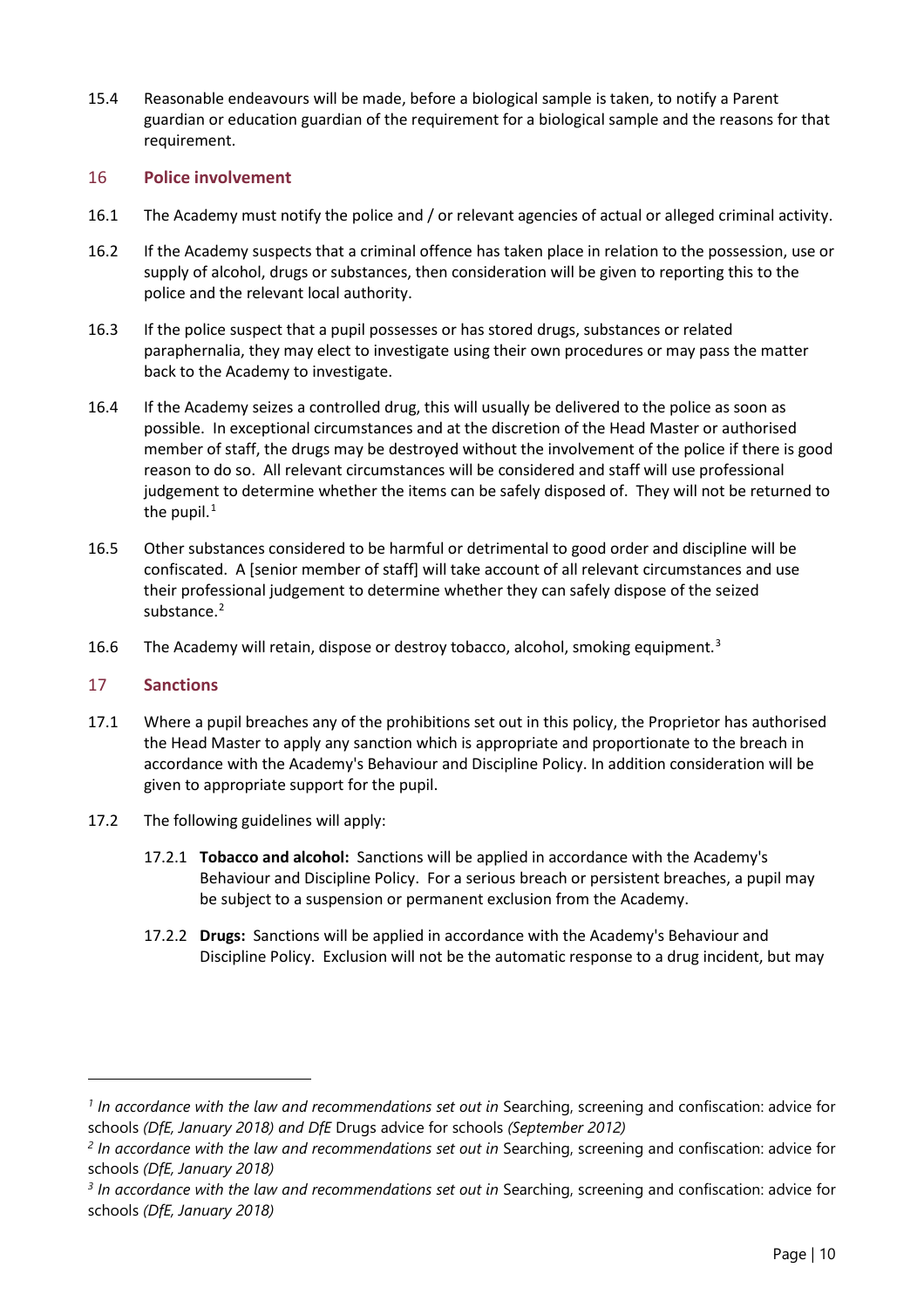15.4 Reasonable endeavours will be made, before a biological sample is taken, to notify a Parent guardian or education guardian of the requirement for a biological sample and the reasons for that requirement.

## 16 Police involvement

16.1 The Academy must notify the police and / or relevant agencies of actual or alleged criminal activity.

16.2 If the Academy suspects that a criminal offence has taken place in relation to the possession, use or supply of alcohol, drugs or substances, then consideration will be given to reporting this to the police and the relevant local authority.

16.3 If the police suspect that a pupil possesses or has stored drugs, substances or related paraphernalia, they may elect to investigate using their own procedures or may pass the matter back to the Academy to investigate.

16.4 If the Academy seizes a controlled drug, this will usually be delivered to the police as soon as possible. In exceptional circumstances and at the discretion of the Head Master or authorised member of staff, the drugs may be destroyed without the involvement of the police if there is good reason to do so. All relevant circumstances will be considered and staff will use professional judgement to determine whether the items can be safely disposed of. They will not be returned to the pupil.[1]

16.5 Other substances considered to be harmful or detrimental to good order and discipline will be confiscated. A [senior member of staff] will take account of all relevant circumstances and use their professional judgement to determine whether they can safely dispose of the seized substance.[2]

16.6 The Academy will retain, dispose or destroy tobacco, alcohol, smoking equipment.[3]

## 17 Sanctions

17.1 Where a pupil breaches any of the prohibitions set out in this policy, the Proprietor has authorised the Head Master to apply any sanction which is appropriate and proportionate to the breach in accordance with the Academy's Behaviour and Discipline Policy. In addition consideration will be given to appropriate support for the pupil.

17.2 The following guidelines will apply:

17.2.1 **Tobacco and alcohol:** Sanctions will be applied in accordance with the Academy's Behaviour and Discipline Policy. For a serious breach or persistent breaches, a pupil may be subject to a suspension or permanent exclusion from the Academy.

17.2.2 **Drugs:** Sanctions will be applied in accordance with the Academy's Behaviour and Discipline Policy. Exclusion will not be the automatic response to a drug incident, but may

---

[1] *In accordance with the law and recommendations set out in* Searching, screening and confiscation: advice for schools *(DfE, January 2018) and DfE* Drugs advice for schools *(September 2012)*

[2] *In accordance with the law and recommendations set out in* Searching, screening and confiscation: advice for schools *(DfE, January 2018)*

[3] *In accordance with the law and recommendations set out in* Searching, screening and confiscation: advice for schools *(DfE, January 2018)*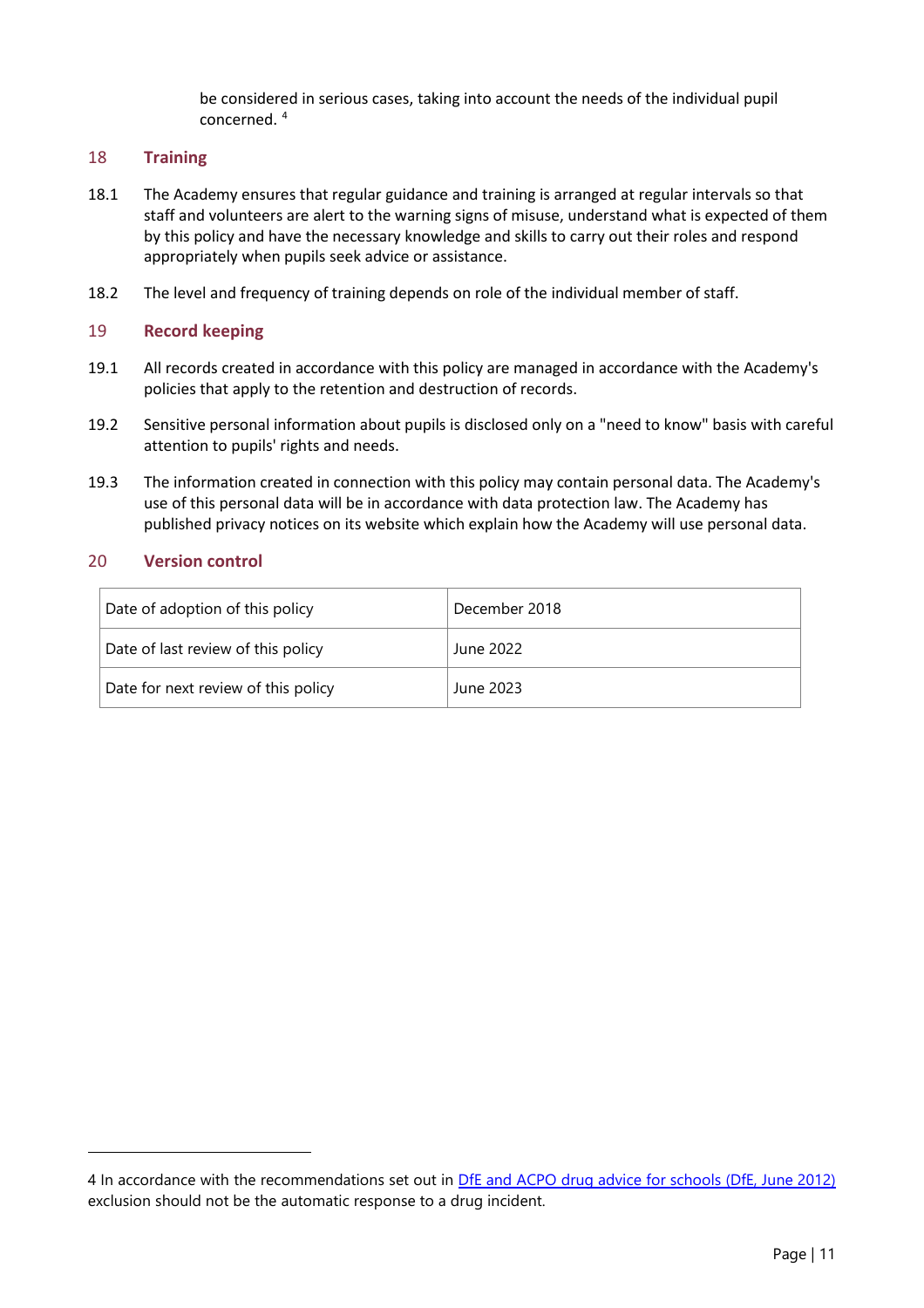be considered in serious cases, taking into account the needs of the individual pupil concerned. [4]

## 18 Training

18.1 The Academy ensures that regular guidance and training is arranged at regular intervals so that staff and volunteers are alert to the warning signs of misuse, understand what is expected of them by this policy and have the necessary knowledge and skills to carry out their roles and respond appropriately when pupils seek advice or assistance.

18.2 The level and frequency of training depends on role of the individual member of staff.

## 19 Record keeping

19.1 All records created in accordance with this policy are managed in accordance with the Academy's policies that apply to the retention and destruction of records.

19.2 Sensitive personal information about pupils is disclosed only on a "need to know" basis with careful attention to pupils' rights and needs.

19.3 The information created in connection with this policy may contain personal data. The Academy's use of this personal data will be in accordance with data protection law. The Academy has published privacy notices on its website which explain how the Academy will use personal data.

## 20 Version control

| | |
|---|---|
| Date of adoption of this policy | December 2018 |
| Date of last review of this policy | June 2022 |
| Date for next review of this policy | June 2023 |

---

4 In accordance with the recommendations set out in DfE and ACPO drug advice for schools (DfE, June 2012) exclusion should not be the automatic response to a drug incident.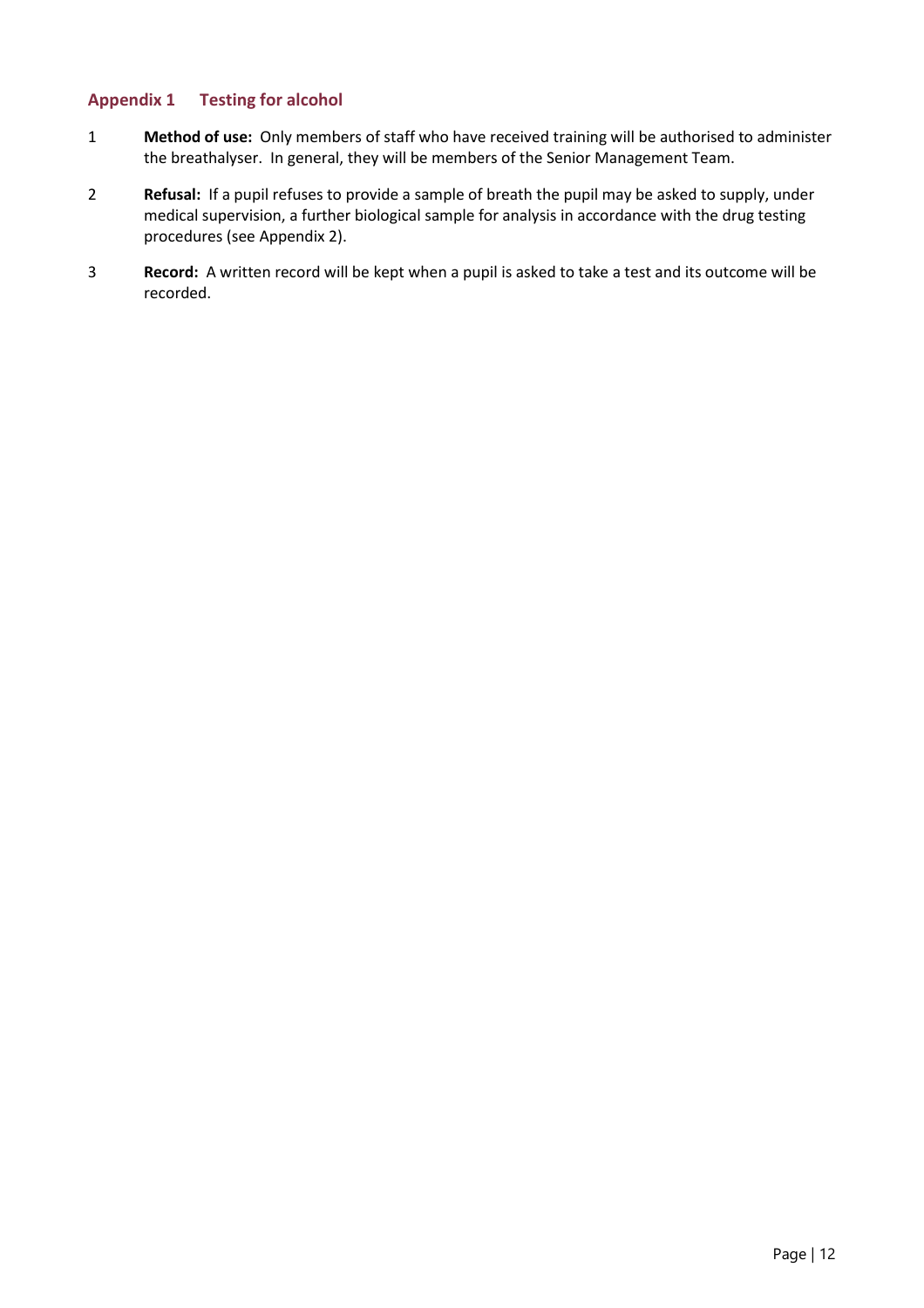## Appendix 1 Testing for alcohol

1. **Method of use:** Only members of staff who have received training will be authorised to administer the breathalyser. In general, they will be members of the Senior Management Team.

2. **Refusal:** If a pupil refuses to provide a sample of breath the pupil may be asked to supply, under medical supervision, a further biological sample for analysis in accordance with the drug testing procedures (see Appendix 2).

3. **Record:** A written record will be kept when a pupil is asked to take a test and its outcome will be recorded.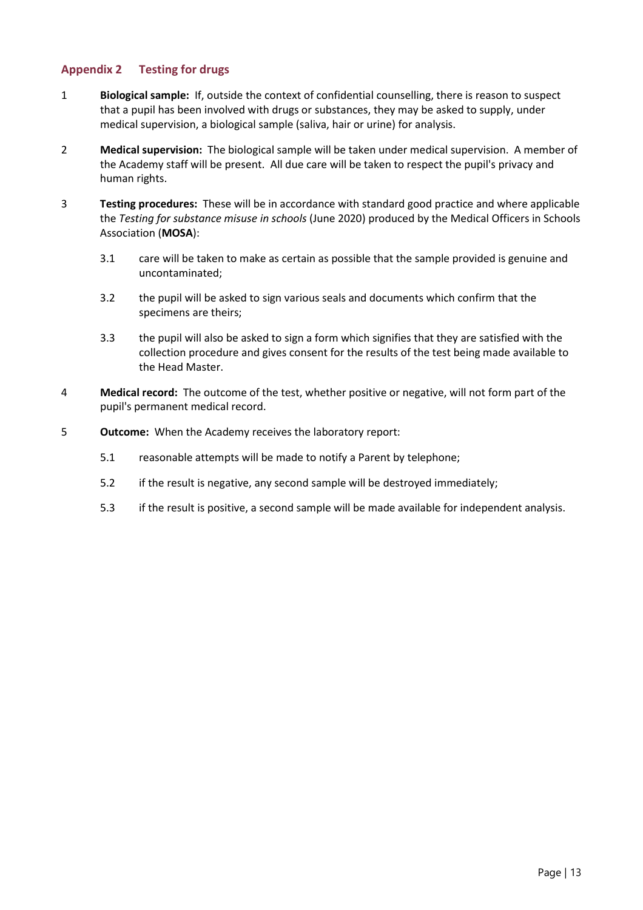## Appendix 2 Testing for drugs

1 **Biological sample:** If, outside the context of confidential counselling, there is reason to suspect that a pupil has been involved with drugs or substances, they may be asked to supply, under medical supervision, a biological sample (saliva, hair or urine) for analysis.

2 **Medical supervision:** The biological sample will be taken under medical supervision. A member of the Academy staff will be present. All due care will be taken to respect the pupil's privacy and human rights.

3 **Testing procedures:** These will be in accordance with standard good practice and where applicable the *Testing for substance misuse in schools* (June 2020) produced by the Medical Officers in Schools Association (**MOSA**):

   3.1 care will be taken to make as certain as possible that the sample provided is genuine and uncontaminated;

   3.2 the pupil will be asked to sign various seals and documents which confirm that the specimens are theirs;

   3.3 the pupil will also be asked to sign a form which signifies that they are satisfied with the collection procedure and gives consent for the results of the test being made available to the Head Master.

4 **Medical record:** The outcome of the test, whether positive or negative, will not form part of the pupil's permanent medical record.

5 **Outcome:** When the Academy receives the laboratory report:

   5.1 reasonable attempts will be made to notify a Parent by telephone;

   5.2 if the result is negative, any second sample will be destroyed immediately;

   5.3 if the result is positive, a second sample will be made available for independent analysis.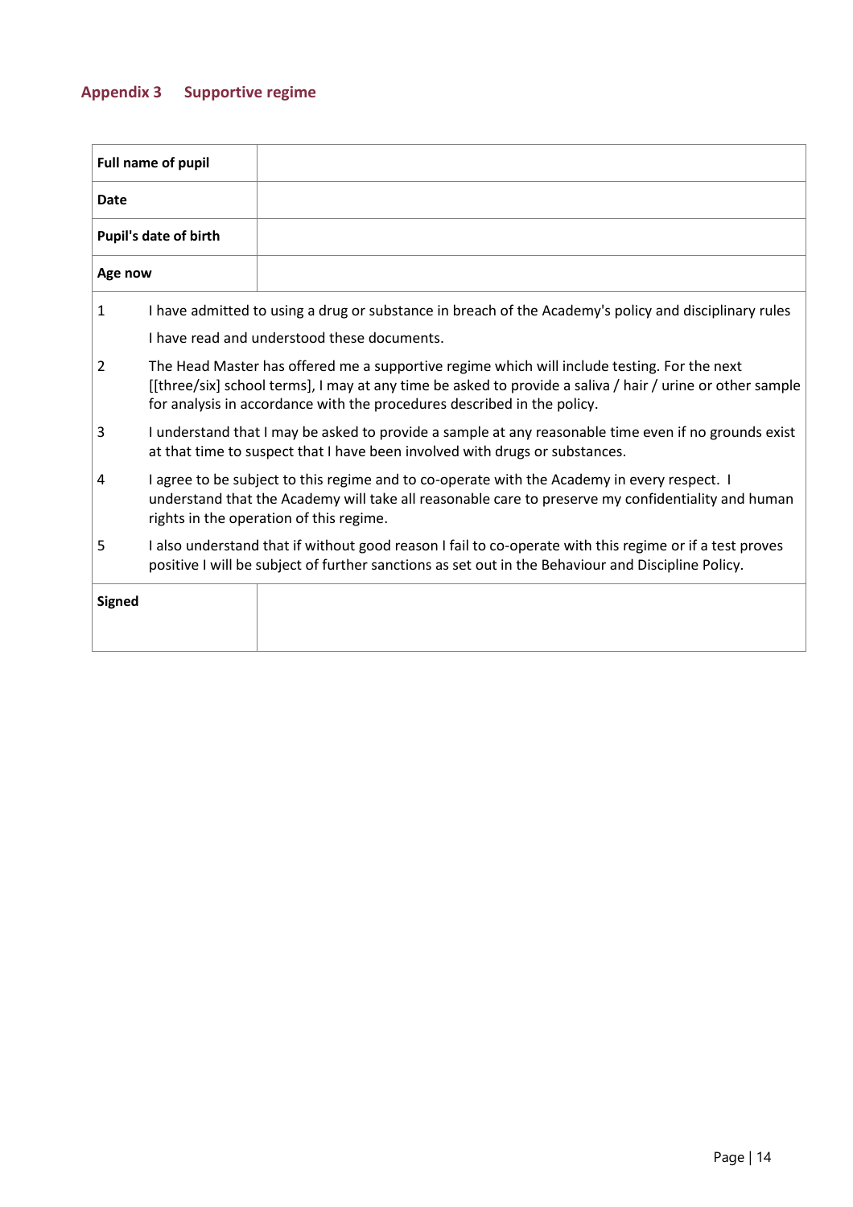## Appendix 3 Supportive regime

| **Full name of pupil** | |
|---|---|
| **Date** | |
| **Pupil's date of birth** | |
| **Age now** | |

1. I have admitted to using a drug or substance in breach of the Academy's policy and disciplinary rules

   I have read and understood these documents.

2. The Head Master has offered me a supportive regime which will include testing. For the next [[three/six] school terms], I may at any time be asked to provide a saliva / hair / urine or other sample for analysis in accordance with the procedures described in the policy.

3. I understand that I may be asked to provide a sample at any reasonable time even if no grounds exist at that time to suspect that I have been involved with drugs or substances.

4. I agree to be subject to this regime and to co-operate with the Academy in every respect. I understand that the Academy will take all reasonable care to preserve my confidentiality and human rights in the operation of this regime.

5. I also understand that if without good reason I fail to co-operate with this regime or if a test proves positive I will be subject of further sanctions as set out in the Behaviour and Discipline Policy.

| **Signed** | |
|---|---|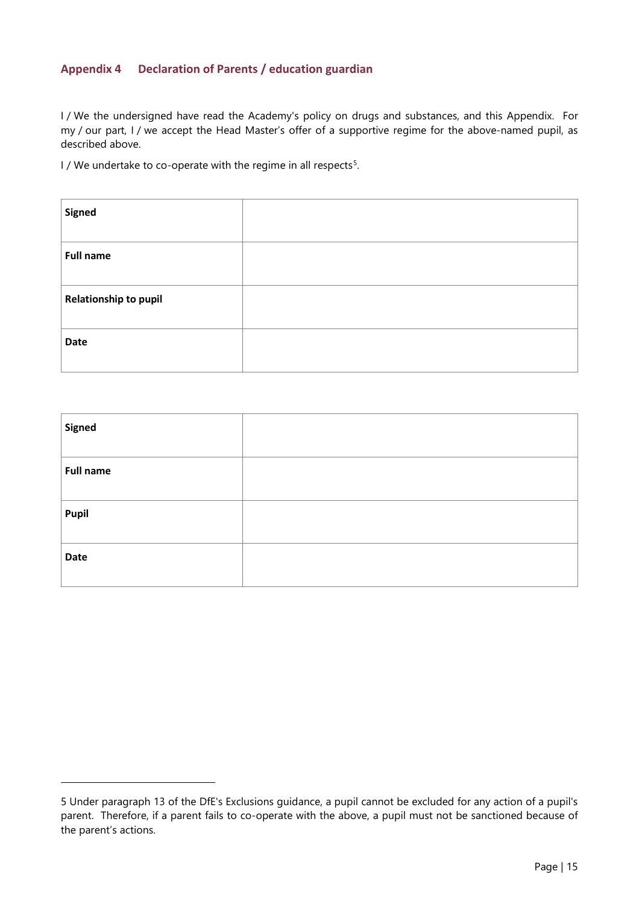## Appendix 4 Declaration of Parents / education guardian

I / We the undersigned have read the Academy's policy on drugs and substances, and this Appendix. For my / our part, I / we accept the Head Master's offer of a supportive regime for the above-named pupil, as described above.

I / We undertake to co-operate with the regime in all respects[5].

| | |
|---|---|
| **Signed** | |
| **Full name** | |
| **Relationship to pupil** | |
| **Date** | |

| | |
|---|---|
| **Signed** | |
| **Full name** | |
| **Pupil** | |
| **Date** | |

5 Under paragraph 13 of the DfE's Exclusions guidance, a pupil cannot be excluded for any action of a pupil's parent. Therefore, if a parent fails to co-operate with the above, a pupil must not be sanctioned because of the parent's actions.